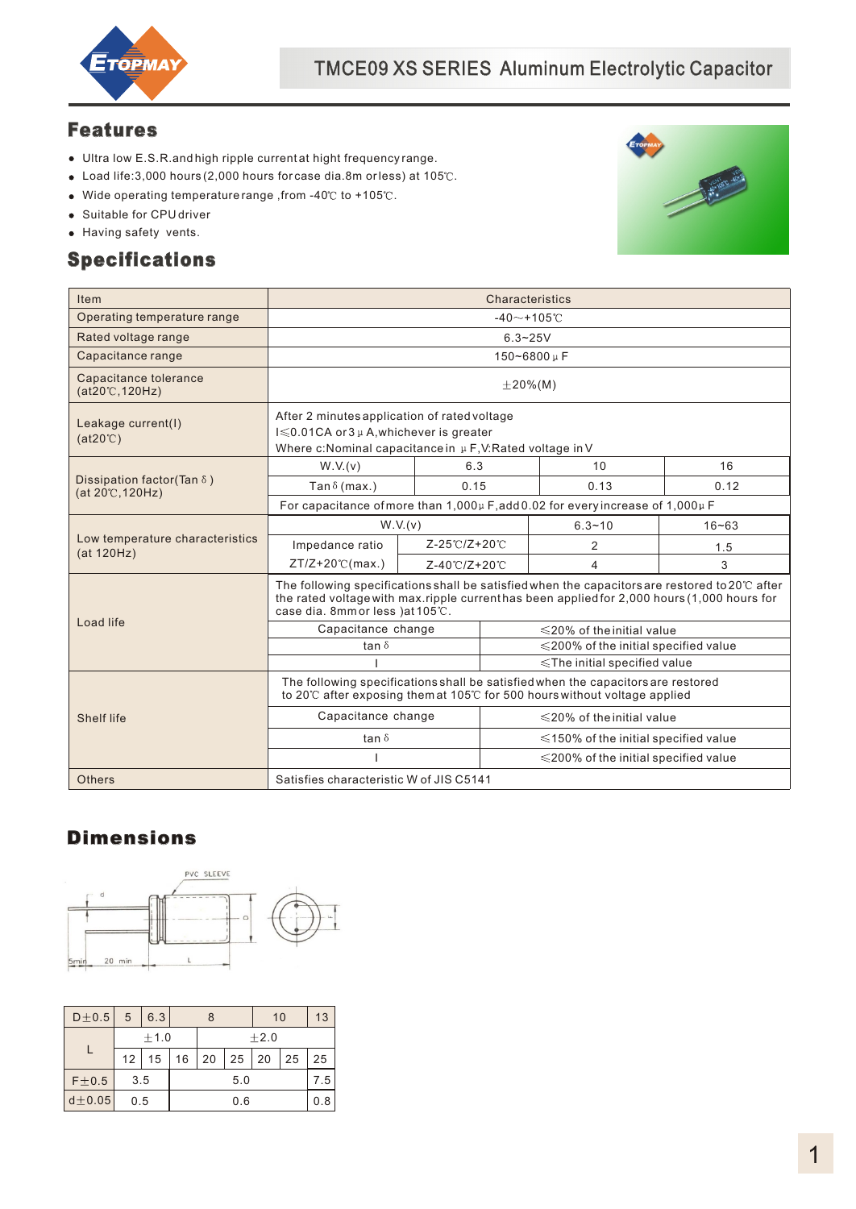# TMCE09 XS SERIES Aluminum Electrolytic Capacitor

## Features

- Ultra low E.S.R.and high ripple current at hight frequency range.
- Load life:3,000 hours (2,000 hours for case dia.8m or less) at 105℃.
- Wide operating temperature range ,from -40℃ to +105℃.
- Suitable for CPU driver
- Having safety vents.

## Specifications

| Item | Characteristics | | | | |
|---|---|---|---|---|---|
| Operating temperature range | -40～+105℃ | | | | |
| Rated voltage range | 6.3~25V | | | | |
| Capacitance range | 150~6800μF | | | | |
| Capacitance tolerance (at20℃,120Hz) | ±20%(M) | | | | |
| Leakage current(I) (at20℃) | After 2 minutes application of rated voltage<br>I≤0.01CA or 3μA,whichever is greater<br>Where c:Nominal capacitance in μF,V:Rated voltage in V | | | | |
| Dissipation factor(Tanδ) (at 20℃,120Hz) | W.V.(v) | | 6.3 | 10 | 16 |
| | Tanδ(max.) | | 0.15 | 0.13 | 0.12 |
| | For capacitance of more than 1,000μF,add 0.02 for every increase of 1,000μF | | | | |
| Low temperature characteristics (at 120Hz) | W.V.(v) | | | 6.3~10 | 16~63 |
| | Impedance ratio ZT/Z+20℃(max.) | Z-25℃/Z+20℃ | | 2 | 1.5 |
| | | Z-40℃/Z+20℃ | | 4 | 3 |
| Load life | The following specifications shall be satisfied when the capacitors are restored to 20℃ after the rated voltage with max.ripple current has been applied for 2,000 hours (1,000 hours for case dia. 8mm or less )at 105℃. | | | | |
| | Capacitance change | | ≤20% of the initial value | | |
| | tanδ | | ≤200% of the initial specified value | | |
| | I | | ≤The initial specified value | | |
| Shelf life | The following specifications shall be satisfied when the capacitors are restored to 20℃ after exposing them at 105℃ for 500 hours without voltage applied | | | | |
| | Capacitance change | | ≤20% of the initial value | | |
| | tanδ | | ≤150% of the initial specified value | | |
| | I | | ≤200% of the initial specified value | | |
| Others | Satisfies characteristic W of JIS C5141 | | | | |

## Dimensions

PVC SLEEVE, d, D, F, L, 5min, 20 min

| D±0.5 | 5 | 6.3 | 8 | | | 10 | | 13 |
|---|---|---|---|---|---|---|---|---|
| L | ±1.0 | | ±2.0 | | | | | |
| | 12 | 15 | 16 | 20 | 25 | 20 | 25 | 25 |
| F±0.5 | 3.5 | | 5.0 | | | | | 7.5 |
| d±0.05 | 0.5 | | 0.6 | | | | | 0.8 |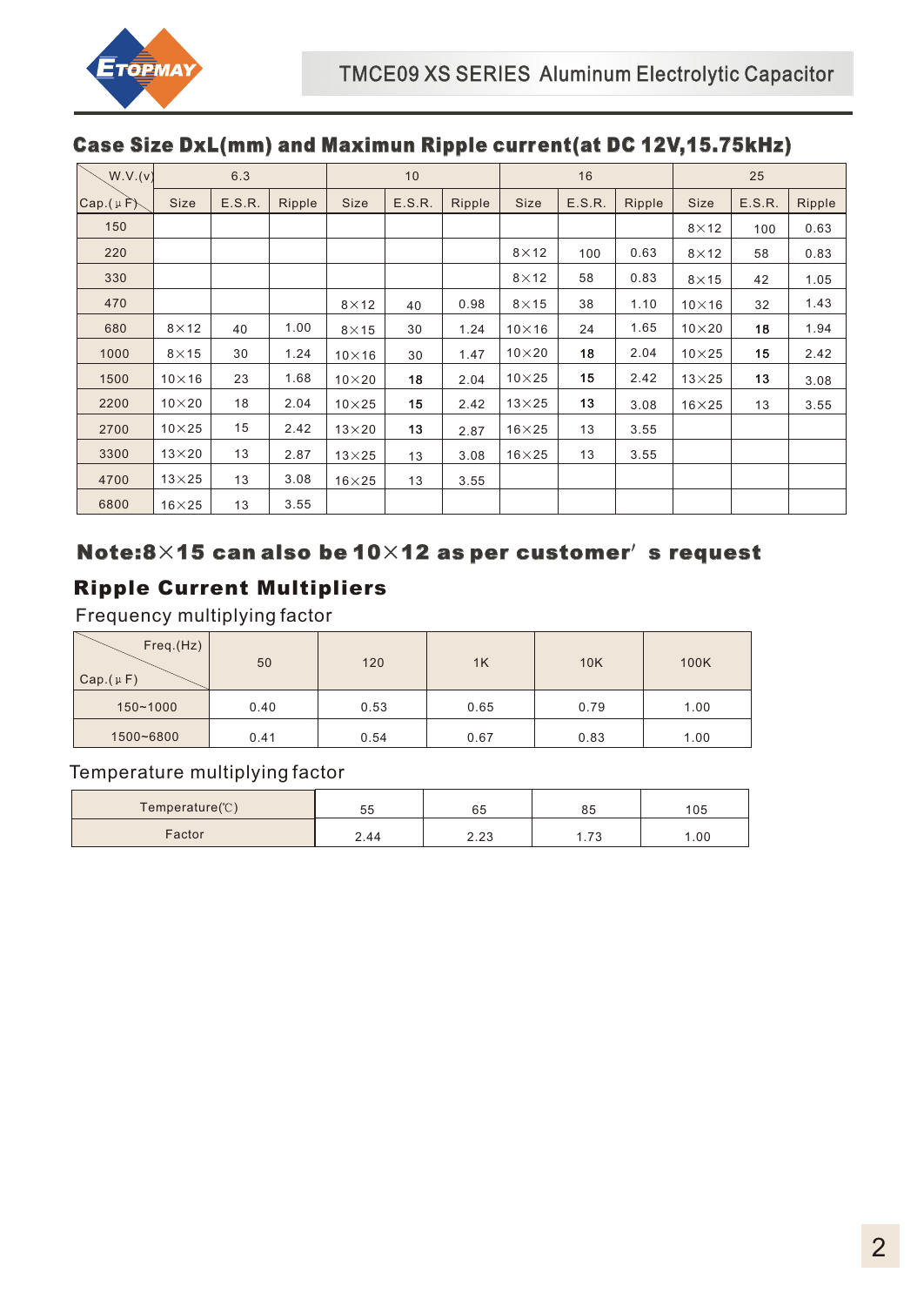## Case Size DxL(mm) and Maximun Ripple current(at DC 12V,15.75kHz)

| W.V.(v) / Cap.(μF) | 6.3 | | | 10 | | | 16 | | | 25 | | |
|---|---|---|---|---|---|---|---|---|---|---|---|---|
| | Size | E.S.R. | Ripple | Size | E.S.R. | Ripple | Size | E.S.R. | Ripple | Size | E.S.R. | Ripple |
| 150 | | | | | | | | | | 8×12 | 100 | 0.63 |
| 220 | | | | | | | 8×12 | 100 | 0.63 | 8×12 | 58 | 0.83 |
| 330 | | | | | | | 8×12 | 58 | 0.83 | 8×15 | 42 | 1.05 |
| 470 | | | | 8×12 | 40 | 0.98 | 8×15 | 38 | 1.10 | 10×16 | 32 | 1.43 |
| 680 | 8×12 | 40 | 1.00 | 8×15 | 30 | 1.24 | 10×16 | 24 | 1.65 | 10×20 | 18 | 1.94 |
| 1000 | 8×15 | 30 | 1.24 | 10×16 | 30 | 1.47 | 10×20 | 18 | 2.04 | 10×25 | 15 | 2.42 |
| 1500 | 10×16 | 23 | 1.68 | 10×20 | 18 | 2.04 | 10×25 | 15 | 2.42 | 13×25 | 13 | 3.08 |
| 2200 | 10×20 | 18 | 2.04 | 10×25 | 15 | 2.42 | 13×25 | 13 | 3.08 | 16×25 | 13 | 3.55 |
| 2700 | 10×25 | 15 | 2.42 | 13×20 | 13 | 2.87 | 16×25 | 13 | 3.55 | | | |
| 3300 | 13×20 | 13 | 2.87 | 13×25 | 13 | 3.08 | 16×25 | 13 | 3.55 | | | |
| 4700 | 13×25 | 13 | 3.08 | 16×25 | 13 | 3.55 | | | | | | |
| 6800 | 16×25 | 13 | 3.55 | | | | | | | | | |

**Note:8×15 can also be 10×12 as per customer′ s request**

## Ripple Current Multipliers

Frequency multiplying factor

| Freq.(Hz) / Cap.(μF) | 50 | 120 | 1K | 10K | 100K |
|---|---|---|---|---|---|
| 150~1000 | 0.40 | 0.53 | 0.65 | 0.79 | 1.00 |
| 1500~6800 | 0.41 | 0.54 | 0.67 | 0.83 | 1.00 |

Temperature multiplying factor

| Temperature(℃) | 55 | 65 | 85 | 105 |
|---|---|---|---|---|
| Factor | 2.44 | 2.23 | 1.73 | 1.00 |